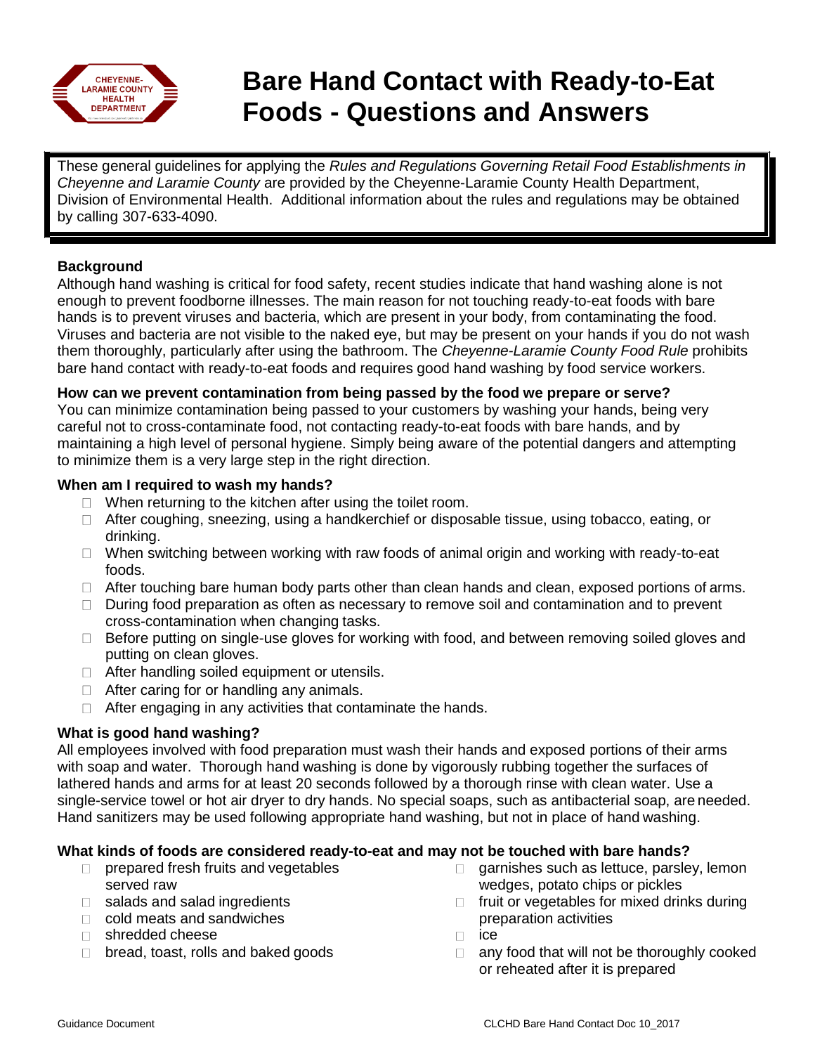# Bare Hand Contact with Ready-to-Eat Foods - Questions and Answers

These general guidelines for applying the *Rules and Regulations Governing Retail Food Establishments in Cheyenne and Laramie County* are provided by the Cheyenne-Laramie County Health Department, Division of Environmental Health. Additional information about the rules and regulations may be obtained by calling 307-633-4090.

**Background**

Although hand washing is critical for food safety, recent studies indicate that hand washing alone is not enough to prevent foodborne illnesses. The main reason for not touching ready-to-eat foods with bare hands is to prevent viruses and bacteria, which are present in your body, from contaminating the food. Viruses and bacteria are not visible to the naked eye, but may be present on your hands if you do not wash them thoroughly, particularly after using the bathroom. The *Cheyenne-Laramie County Food Rule* prohibits bare hand contact with ready-to-eat foods and requires good hand washing by food service workers.

**How can we prevent contamination from being passed by the food we prepare or serve?**

You can minimize contamination being passed to your customers by washing your hands, being very careful not to cross-contaminate food, not contacting ready-to-eat foods with bare hands, and by maintaining a high level of personal hygiene. Simply being aware of the potential dangers and attempting to minimize them is a very large step in the right direction.

**When am I required to wash my hands?**

- When returning to the kitchen after using the toilet room.
- After coughing, sneezing, using a handkerchief or disposable tissue, using tobacco, eating, or drinking.
- When switching between working with raw foods of animal origin and working with ready-to-eat foods.
- After touching bare human body parts other than clean hands and clean, exposed portions of arms.
- During food preparation as often as necessary to remove soil and contamination and to prevent cross-contamination when changing tasks.
- Before putting on single-use gloves for working with food, and between removing soiled gloves and putting on clean gloves.
- After handling soiled equipment or utensils.
- After caring for or handling any animals.
- After engaging in any activities that contaminate the hands.

**What is good hand washing?**

All employees involved with food preparation must wash their hands and exposed portions of their arms with soap and water. Thorough hand washing is done by vigorously rubbing together the surfaces of lathered hands and arms for at least 20 seconds followed by a thorough rinse with clean water. Use a single-service towel or hot air dryer to dry hands. No special soaps, such as antibacterial soap, are needed. Hand sanitizers may be used following appropriate hand washing, but not in place of hand washing.

**What kinds of foods are considered ready-to-eat and may not be touched with bare hands?**

- prepared fresh fruits and vegetables served raw
- salads and salad ingredients
- cold meats and sandwiches
- shredded cheese
- bread, toast, rolls and baked goods
- garnishes such as lettuce, parsley, lemon wedges, potato chips or pickles
- fruit or vegetables for mixed drinks during preparation activities
- ice
- any food that will not be thoroughly cooked or reheated after it is prepared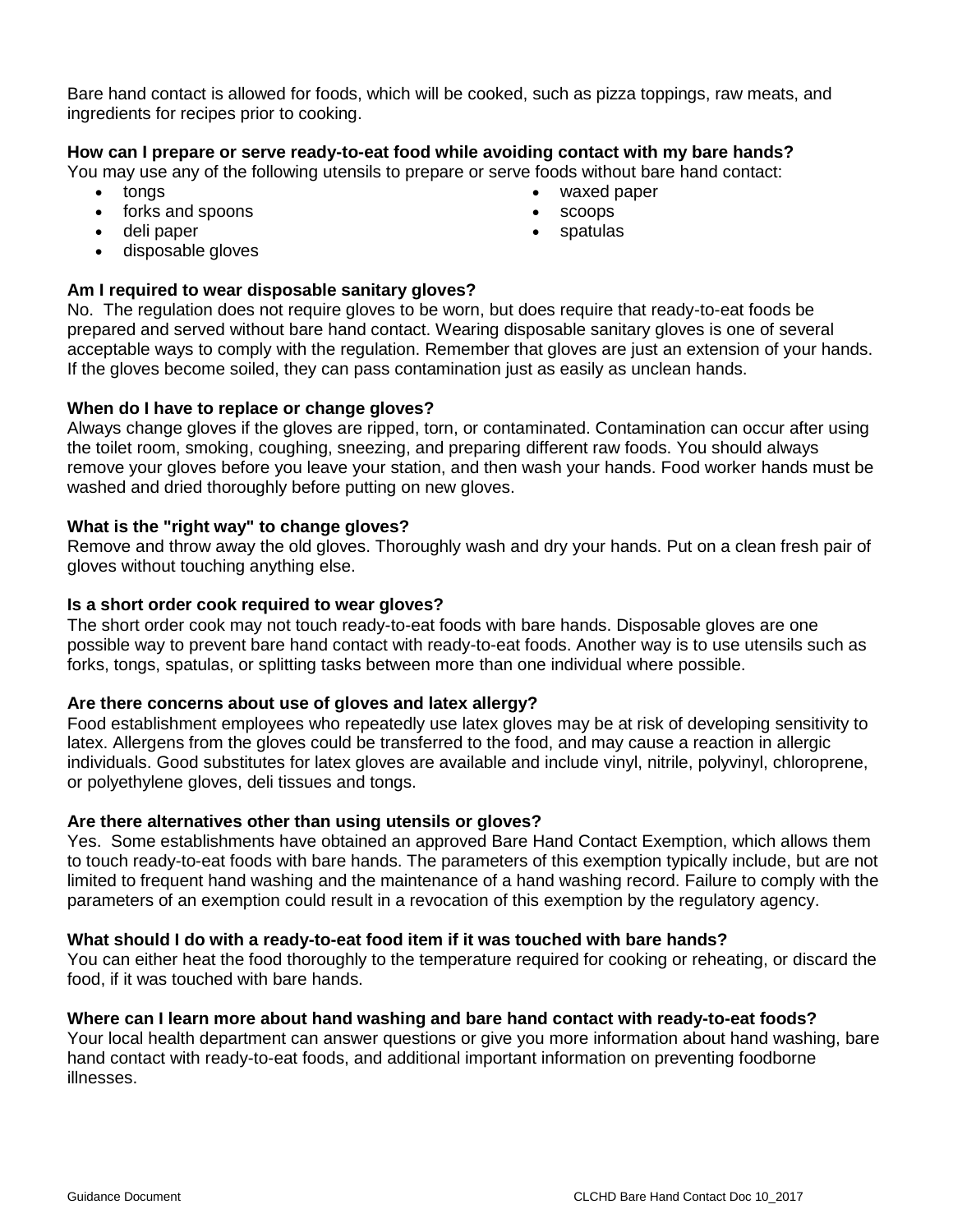Bare hand contact is allowed for foods, which will be cooked, such as pizza toppings, raw meats, and ingredients for recipes prior to cooking.

**How can I prepare or serve ready-to-eat food while avoiding contact with my bare hands?**

You may use any of the following utensils to prepare or serve foods without bare hand contact:

- tongs
- forks and spoons
- deli paper
- disposable gloves
- waxed paper
- scoops
- spatulas

**Am I required to wear disposable sanitary gloves?**

No. The regulation does not require gloves to be worn, but does require that ready-to-eat foods be prepared and served without bare hand contact. Wearing disposable sanitary gloves is one of several acceptable ways to comply with the regulation. Remember that gloves are just an extension of your hands. If the gloves become soiled, they can pass contamination just as easily as unclean hands.

**When do I have to replace or change gloves?**

Always change gloves if the gloves are ripped, torn, or contaminated. Contamination can occur after using the toilet room, smoking, coughing, sneezing, and preparing different raw foods. You should always remove your gloves before you leave your station, and then wash your hands. Food worker hands must be washed and dried thoroughly before putting on new gloves.

**What is the "right way" to change gloves?**

Remove and throw away the old gloves. Thoroughly wash and dry your hands. Put on a clean fresh pair of gloves without touching anything else.

**Is a short order cook required to wear gloves?**

The short order cook may not touch ready-to-eat foods with bare hands. Disposable gloves are one possible way to prevent bare hand contact with ready-to-eat foods. Another way is to use utensils such as forks, tongs, spatulas, or splitting tasks between more than one individual where possible.

**Are there concerns about use of gloves and latex allergy?**

Food establishment employees who repeatedly use latex gloves may be at risk of developing sensitivity to latex. Allergens from the gloves could be transferred to the food, and may cause a reaction in allergic individuals. Good substitutes for latex gloves are available and include vinyl, nitrile, polyvinyl, chloroprene, or polyethylene gloves, deli tissues and tongs.

**Are there alternatives other than using utensils or gloves?**

Yes. Some establishments have obtained an approved Bare Hand Contact Exemption, which allows them to touch ready-to-eat foods with bare hands. The parameters of this exemption typically include, but are not limited to frequent hand washing and the maintenance of a hand washing record. Failure to comply with the parameters of an exemption could result in a revocation of this exemption by the regulatory agency.

**What should I do with a ready-to-eat food item if it was touched with bare hands?**

You can either heat the food thoroughly to the temperature required for cooking or reheating, or discard the food, if it was touched with bare hands.

**Where can I learn more about hand washing and bare hand contact with ready-to-eat foods?**

Your local health department can answer questions or give you more information about hand washing, bare hand contact with ready-to-eat foods, and additional important information on preventing foodborne illnesses.